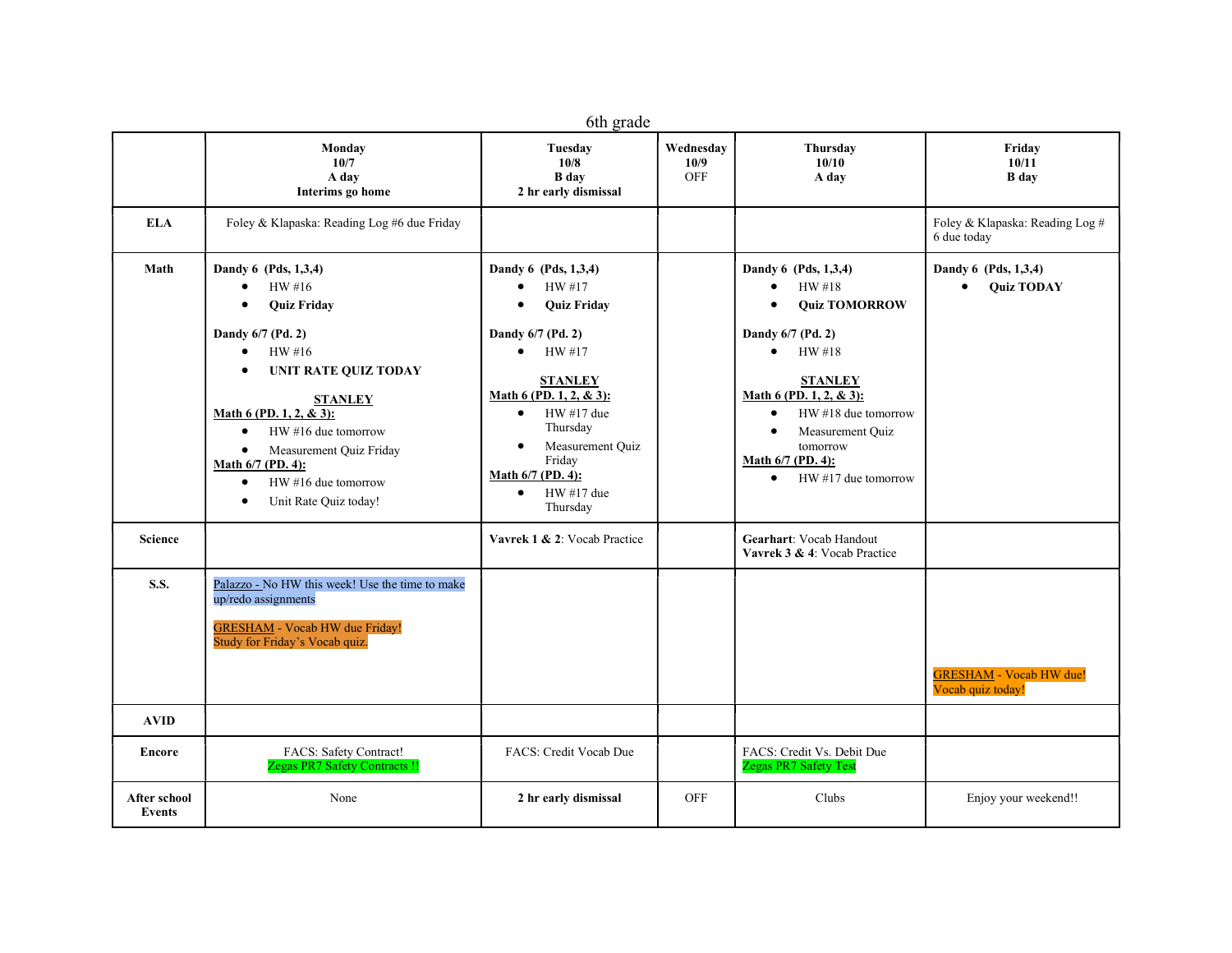# 6th grade

| | **Monday 10/7 A day Interims go home** | **Tuesday 10/8 B day 2 hr early dismissal** | **Wednesday 10/9** OFF | **Thursday 10/10 A day** | **Friday 10/11 B day** |
|---|---|---|---|---|---|
| **ELA** | Foley & Klapaska: Reading Log #6 due Friday | | | | Foley & Klapaska: Reading Log # 6 due today |
| **Math** | **Dandy 6 (Pds, 1,3,4)** <br>• HW #16 <br>• **Quiz Friday** <br><br>**Dandy 6/7 (Pd. 2)** <br>• HW #16 <br>• **UNIT RATE QUIZ TODAY** <br><br>**STANLEY** <br>**Math 6 (PD. 1, 2, & 3):** <br>• HW #16 due tomorrow <br>• Measurement Quiz Friday <br>**Math 6/7 (PD. 4):** <br>• HW #16 due tomorrow <br>• Unit Rate Quiz today! | **Dandy 6 (Pds, 1,3,4)** <br>• HW #17 <br>• **Quiz Friday** <br><br>**Dandy 6/7 (Pd. 2)** <br>• HW #17 <br><br>**STANLEY** <br>**Math 6 (PD. 1, 2, & 3):** <br>• HW #17 due Thursday <br>• Measurement Quiz Friday <br>**Math 6/7 (PD. 4):** <br>• HW #17 due Thursday | | **Dandy 6 (Pds, 1,3,4)** <br>• HW #18 <br>• **Quiz TOMORROW** <br><br>**Dandy 6/7 (Pd. 2)** <br>• HW #18 <br><br>**STANLEY** <br>**Math 6 (PD. 1, 2, & 3):** <br>• HW #18 due tomorrow <br>• Measurement Quiz tomorrow <br>**Math 6/7 (PD. 4):** <br>• HW #17 due tomorrow | **Dandy 6 (Pds, 1,3,4)** <br>• **Quiz TODAY** |
| **Science** | | **Vavrek 1 & 2**: Vocab Practice | | **Gearhart**: Vocab Handout <br>**Vavrek 3 & 4**: Vocab Practice | |
| **S.S.** | Palazzo - No HW this week! Use the time to make up/redo assignments <br><br>GRESHAM - Vocab HW due Friday! Study for Friday's Vocab quiz. | | | | GRESHAM - Vocab HW due! Vocab quiz today! |
| **AVID** | | | | | |
| **Encore** | FACS: Safety Contract! <br>Zegas PR7 Safety Contracts !! | FACS: Credit Vocab Due | | FACS: Credit Vs. Debit Due <br>Zegas PR7 Safety Test | |
| **After school Events** | None | **2 hr early dismissal** | OFF | Clubs | Enjoy your weekend!! |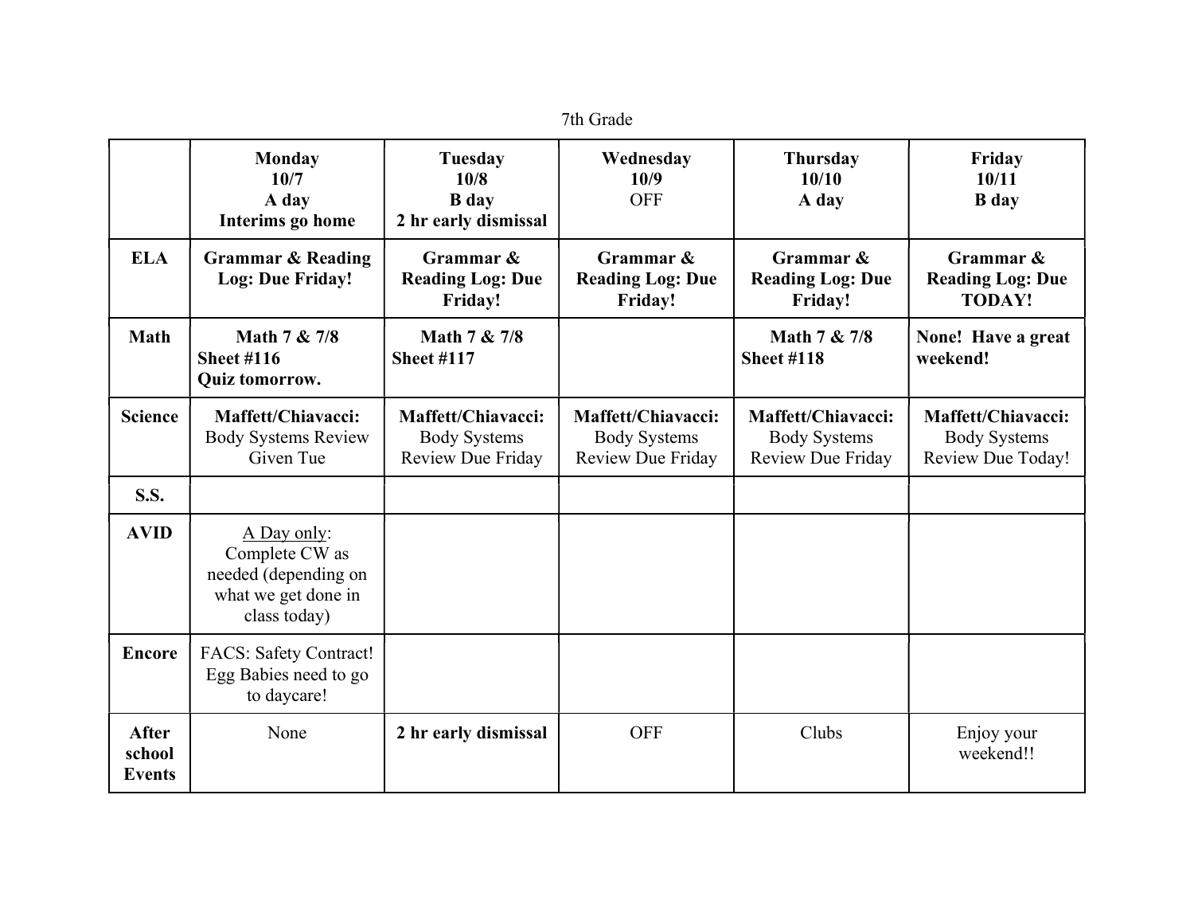7th Grade

| | **Monday 10/7 A day Interims go home** | **Tuesday 10/8 B day 2 hr early dismissal** | **Wednesday 10/9** OFF | **Thursday 10/10 A day** | **Friday 10/11 B day** |
|---|---|---|---|---|---|
| **ELA** | **Grammar & Reading Log: Due Friday!** | **Grammar & Reading Log: Due Friday!** | **Grammar & Reading Log: Due Friday!** | **Grammar & Reading Log: Due Friday!** | **Grammar & Reading Log: Due TODAY!** |
| **Math** | **Math 7 & 7/8 Sheet #116 Quiz tomorrow.** | **Math 7 & 7/8 Sheet #117** | | **Math 7 & 7/8 Sheet #118** | **None! Have a great weekend!** |
| **Science** | **Maffett/Chiavacci:** Body Systems Review Given Tue | **Maffett/Chiavacci:** Body Systems Review Due Friday | **Maffett/Chiavacci:** Body Systems Review Due Friday | **Maffett/Chiavacci:** Body Systems Review Due Friday | **Maffett/Chiavacci:** Body Systems Review Due Today! |
| **S.S.** | | | | | |
| **AVID** | A Day only: Complete CW as needed (depending on what we get done in class today) | | | | |
| **Encore** | FACS: Safety Contract! Egg Babies need to go to daycare! | | | | |
| **After school Events** | None | **2 hr early dismissal** | OFF | Clubs | Enjoy your weekend!! |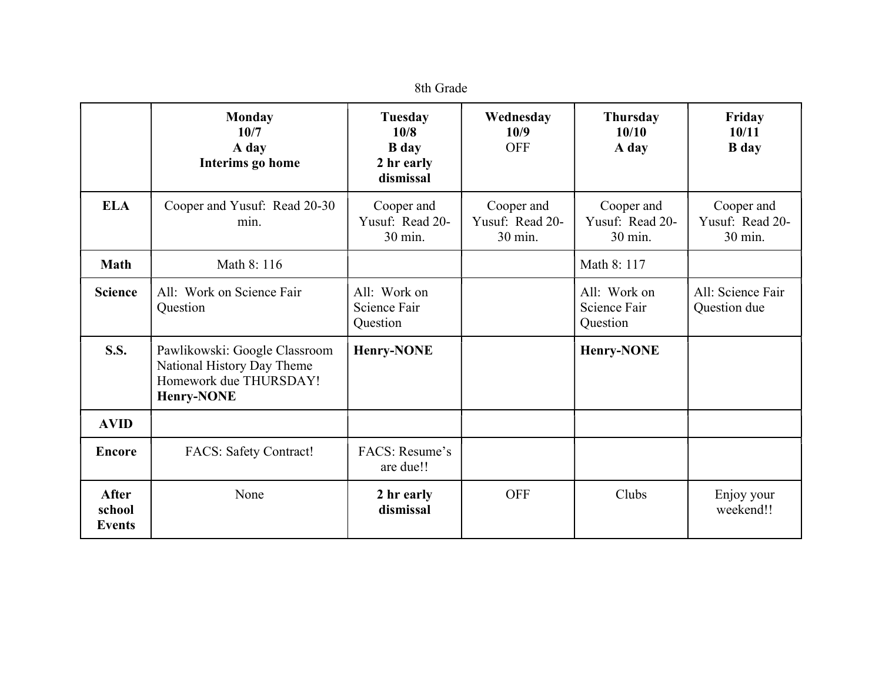8th Grade

| | **Monday 10/7 A day Interims go home** | **Tuesday 10/8 B day 2 hr early dismissal** | **Wednesday 10/9** OFF | **Thursday 10/10 A day** | **Friday 10/11 B day** |
|---|---|---|---|---|---|
| **ELA** | Cooper and Yusuf: Read 20-30 min. | Cooper and Yusuf: Read 20-30 min. | Cooper and Yusuf: Read 20-30 min. | Cooper and Yusuf: Read 20-30 min. | Cooper and Yusuf: Read 20-30 min. |
| **Math** | Math 8: 116 | | | Math 8: 117 | |
| **Science** | All: Work on Science Fair Question | All: Work on Science Fair Question | | All: Work on Science Fair Question | All: Science Fair Question due |
| **S.S.** | Pawlikowski: Google Classroom National History Day Theme Homework due THURSDAY! **Henry-NONE** | **Henry-NONE** | | **Henry-NONE** | |
| **AVID** | | | | | |
| **Encore** | FACS: Safety Contract! | FACS: Resume's are due!! | | | |
| **After school Events** | None | **2 hr early dismissal** | OFF | Clubs | Enjoy your weekend!! |